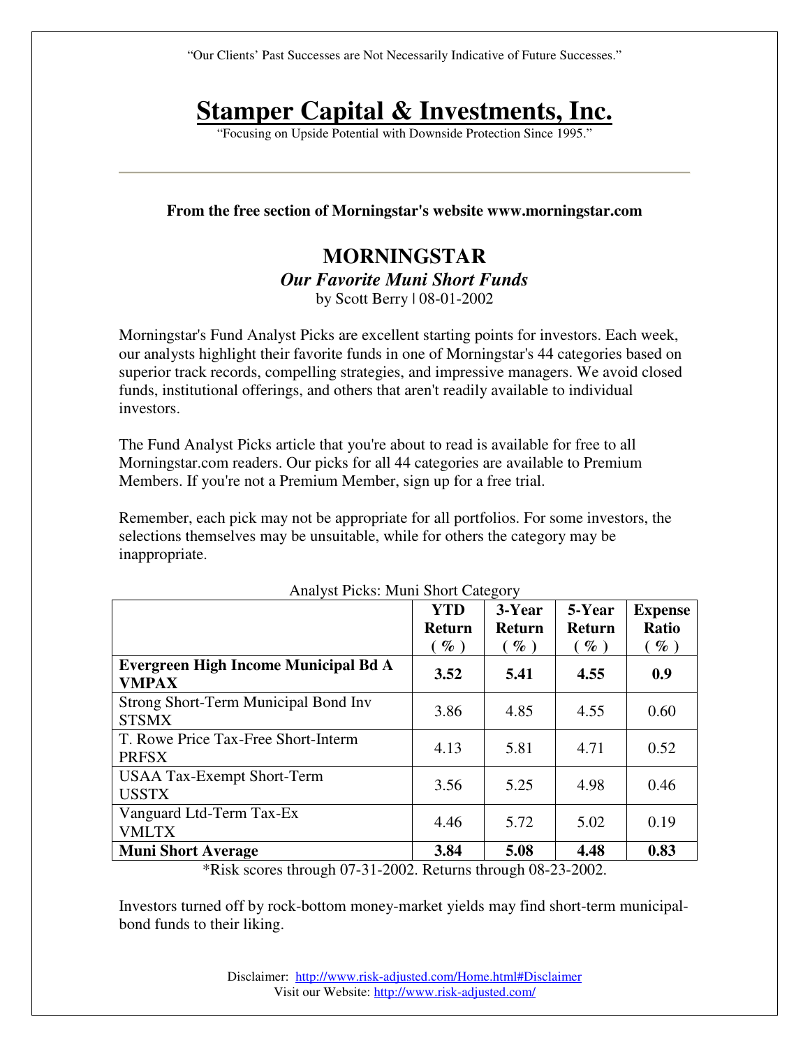"Our Clients' Past Successes are Not Necessarily Indicative of Future Successes."

# Stamper Capital & Investments, Inc.

"Focusing on Upside Potential with Downside Protection Since 1995."

---

**From the free section of Morningstar's website www.morningstar.com**

## MORNINGSTAR

### *Our Favorite Muni Short Funds*

by Scott Berry | 08-01-2002

Morningstar's Fund Analyst Picks are excellent starting points for investors. Each week, our analysts highlight their favorite funds in one of Morningstar's 44 categories based on superior track records, compelling strategies, and impressive managers. We avoid closed funds, institutional offerings, and others that aren't readily available to individual investors.

The Fund Analyst Picks article that you're about to read is available for free to all Morningstar.com readers. Our picks for all 44 categories are available to Premium Members. If you're not a Premium Member, sign up for a free trial.

Remember, each pick may not be appropriate for all portfolios. For some investors, the selections themselves may be unsuitable, while for others the category may be inappropriate.

Analyst Picks: Muni Short Category

| | YTD Return ( % ) | 3-Year Return ( % ) | 5-Year Return ( % ) | Expense Ratio ( % ) |
|---|---|---|---|---|
| **Evergreen High Income Municipal Bd A VMPAX** | **3.52** | **5.41** | **4.55** | **0.9** |
| Strong Short-Term Municipal Bond Inv STSMX | 3.86 | 4.85 | 4.55 | 0.60 |
| T. Rowe Price Tax-Free Short-Interm PRFSX | 4.13 | 5.81 | 4.71 | 0.52 |
| USAA Tax-Exempt Short-Term USSTX | 3.56 | 5.25 | 4.98 | 0.46 |
| Vanguard Ltd-Term Tax-Ex VMLTX | 4.46 | 5.72 | 5.02 | 0.19 |
| **Muni Short Average** | **3.84** | **5.08** | **4.48** | **0.83** |

*Risk scores through 07-31-2002. Returns through 08-23-2002.

Investors turned off by rock-bottom money-market yields may find short-term municipal-bond funds to their liking.

Disclaimer: http://www.risk-adjusted.com/Home.html#Disclaimer
Visit our Website: http://www.risk-adjusted.com/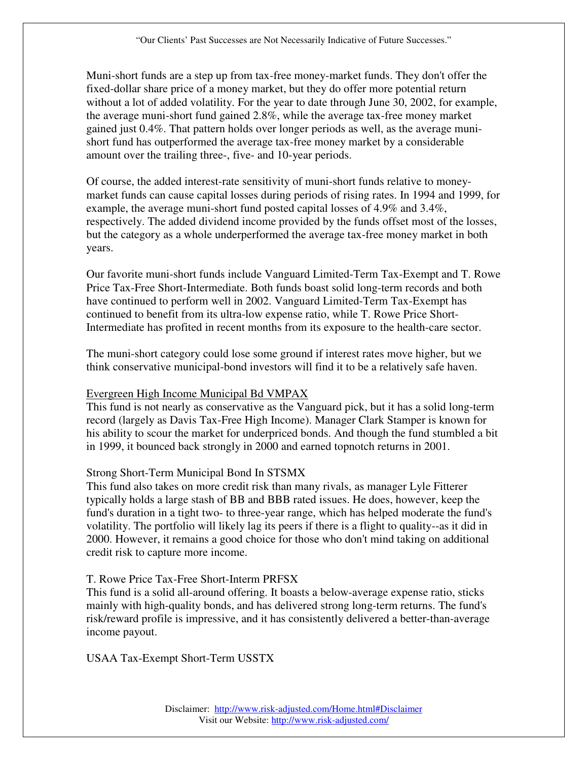Muni-short funds are a step up from tax-free money-market funds. They don't offer the fixed-dollar share price of a money market, but they do offer more potential return without a lot of added volatility. For the year to date through June 30, 2002, for example, the average muni-short fund gained 2.8%, while the average tax-free money market gained just 0.4%. That pattern holds over longer periods as well, as the average muni-short fund has outperformed the average tax-free money market by a considerable amount over the trailing three-, five- and 10-year periods.

Of course, the added interest-rate sensitivity of muni-short funds relative to money-market funds can cause capital losses during periods of rising rates. In 1994 and 1999, for example, the average muni-short fund posted capital losses of 4.9% and 3.4%, respectively. The added dividend income provided by the funds offset most of the losses, but the category as a whole underperformed the average tax-free money market in both years.

Our favorite muni-short funds include Vanguard Limited-Term Tax-Exempt and T. Rowe Price Tax-Free Short-Intermediate. Both funds boast solid long-term records and both have continued to perform well in 2002. Vanguard Limited-Term Tax-Exempt has continued to benefit from its ultra-low expense ratio, while T. Rowe Price Short-Intermediate has profited in recent months from its exposure to the health-care sector.

The muni-short category could lose some ground if interest rates move higher, but we think conservative municipal-bond investors will find it to be a relatively safe haven.

Evergreen High Income Municipal Bd VMPAX
This fund is not nearly as conservative as the Vanguard pick, but it has a solid long-term record (largely as Davis Tax-Free High Income). Manager Clark Stamper is known for his ability to scour the market for underpriced bonds. And though the fund stumbled a bit in 1999, it bounced back strongly in 2000 and earned topnotch returns in 2001.

Strong Short-Term Municipal Bond In STSMX
This fund also takes on more credit risk than many rivals, as manager Lyle Fitterer typically holds a large stash of BB and BBB rated issues. He does, however, keep the fund's duration in a tight two- to three-year range, which has helped moderate the fund's volatility. The portfolio will likely lag its peers if there is a flight to quality--as it did in 2000. However, it remains a good choice for those who don't mind taking on additional credit risk to capture more income.

T. Rowe Price Tax-Free Short-Interm PRFSX
This fund is a solid all-around offering. It boasts a below-average expense ratio, sticks mainly with high-quality bonds, and has delivered strong long-term returns. The fund's risk/reward profile is impressive, and it has consistently delivered a better-than-average income payout.

USAA Tax-Exempt Short-Term USSTX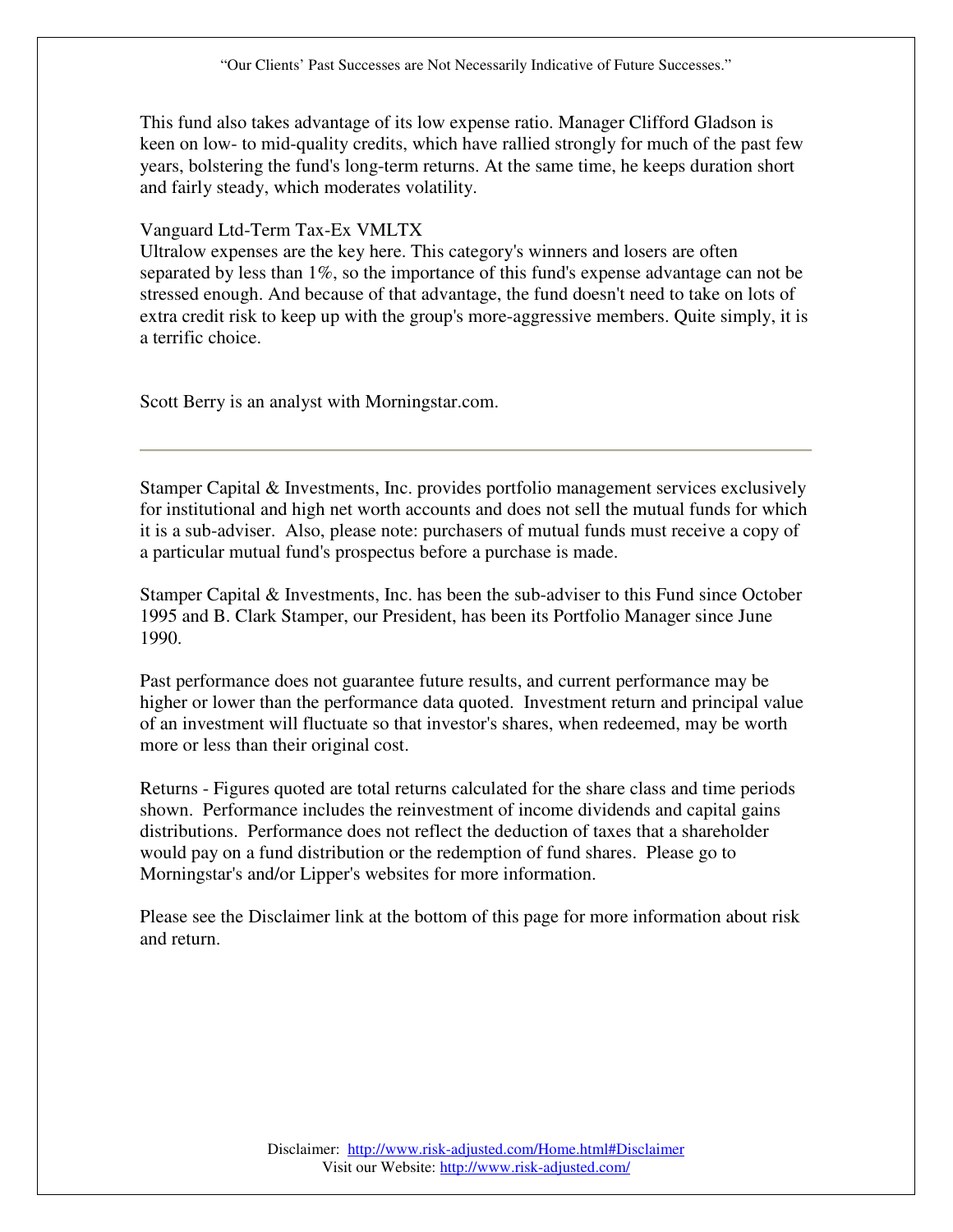This fund also takes advantage of its low expense ratio. Manager Clifford Gladson is keen on low- to mid-quality credits, which have rallied strongly for much of the past few years, bolstering the fund's long-term returns. At the same time, he keeps duration short and fairly steady, which moderates volatility.

Vanguard Ltd-Term Tax-Ex VMLTX
Ultralow expenses are the key here. This category's winners and losers are often separated by less than 1%, so the importance of this fund's expense advantage can not be stressed enough. And because of that advantage, the fund doesn't need to take on lots of extra credit risk to keep up with the group's more-aggressive members. Quite simply, it is a terrific choice.

Scott Berry is an analyst with Morningstar.com.

---

Stamper Capital & Investments, Inc. provides portfolio management services exclusively for institutional and high net worth accounts and does not sell the mutual funds for which it is a sub-adviser. Also, please note: purchasers of mutual funds must receive a copy of a particular mutual fund's prospectus before a purchase is made.

Stamper Capital & Investments, Inc. has been the sub-adviser to this Fund since October 1995 and B. Clark Stamper, our President, has been its Portfolio Manager since June 1990.

Past performance does not guarantee future results, and current performance may be higher or lower than the performance data quoted. Investment return and principal value of an investment will fluctuate so that investor's shares, when redeemed, may be worth more or less than their original cost.

Returns - Figures quoted are total returns calculated for the share class and time periods shown. Performance includes the reinvestment of income dividends and capital gains distributions. Performance does not reflect the deduction of taxes that a shareholder would pay on a fund distribution or the redemption of fund shares. Please go to Morningstar's and/or Lipper's websites for more information.

Please see the Disclaimer link at the bottom of this page for more information about risk and return.